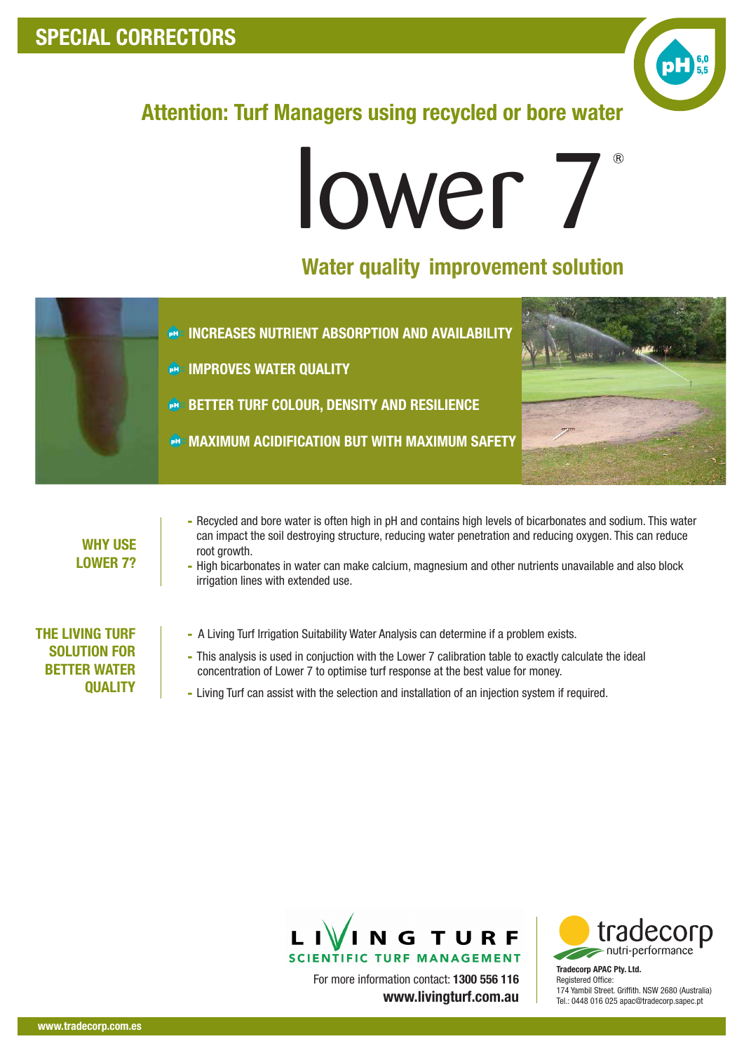## SPECIAL CORRECTORS

pH 6,0 5,5

### Attention: Turf Managers using recycled or bore water

# lower 7®

### Water quality improvement solution

- INCREASES NUTRIENT ABSORPTION AND AVAILABILITY
- IMPROVES WATER QUALITY
- BETTER TURF COLOUR, DENSITY AND RESILIENCE
- MAXIMUM ACIDIFICATION BUT WITH MAXIMUM SAFETY

**WHY USE LOWER 7?**

- Recycled and bore water is often high in pH and contains high levels of bicarbonates and sodium. This water can impact the soil destroying structure, reducing water penetration and reducing oxygen. This can reduce root growth.
- High bicarbonates in water can make calcium, magnesium and other nutrients unavailable and also block irrigation lines with extended use.

**THE LIVING TURF SOLUTION FOR BETTER WATER QUALITY**

- A Living Turf Irrigation Suitability Water Analysis can determine if a problem exists.
- This analysis is used in conjuction with the Lower 7 calibration table to exactly calculate the ideal concentration of Lower 7 to optimise turf response at the best value for money.
- Living Turf can assist with the selection and installation of an injection system if required.

LIVING TURF
SCIENTIFIC TURF MANAGEMENT

For more information contact: **1300 556 116**
**www.livingturf.com.au**

tradecorp nutri-performance

**Tradecorp APAC Pty. Ltd.**
Registered Office:
174 Yambil Street. Griffith. NSW 2680 (Australia)
Tel.: 0448 016 025 apac@tradecorp.sapec.pt

www.tradecorp.com.es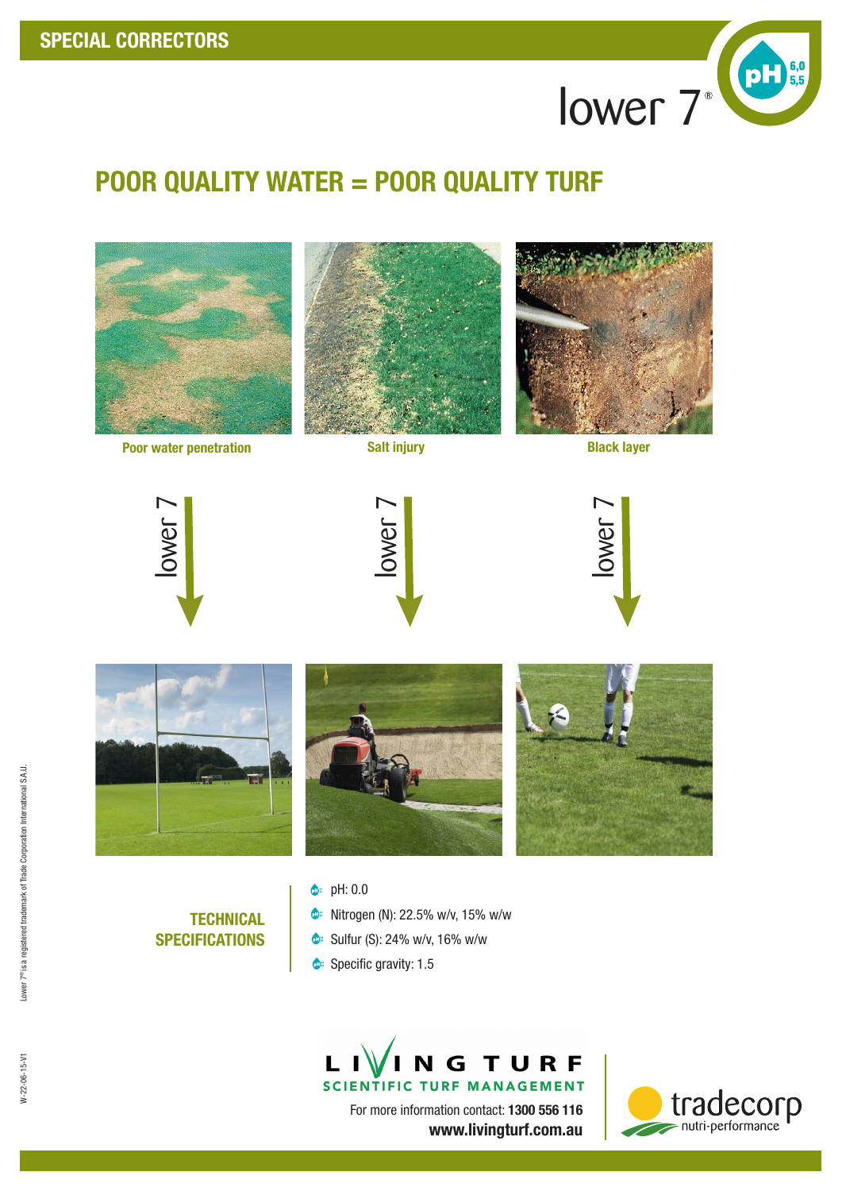SPECIAL CORRECTORS

lower 7®

pH 6,0 5,5

# POOR QUALITY WATER = POOR QUALITY TURF

Poor water penetration

Salt injury

Black layer

lower 7

lower 7

lower 7

## TECHNICAL SPECIFICATIONS

- pH: 0.0
- Nitrogen (N): 22.5% w/v, 15% w/w
- Sulfur (S): 24% w/v, 16% w/w
- Specific gravity: 1.5

LIVING TURF
SCIENTIFIC TURF MANAGEMENT

For more information contact: **1300 556 116**
**www.livingturf.com.au**

tradecorp
nutri-performance

Lower 7® is a registered trademark of Trade Corporation International S.A.U.

W-22-06-15-V1